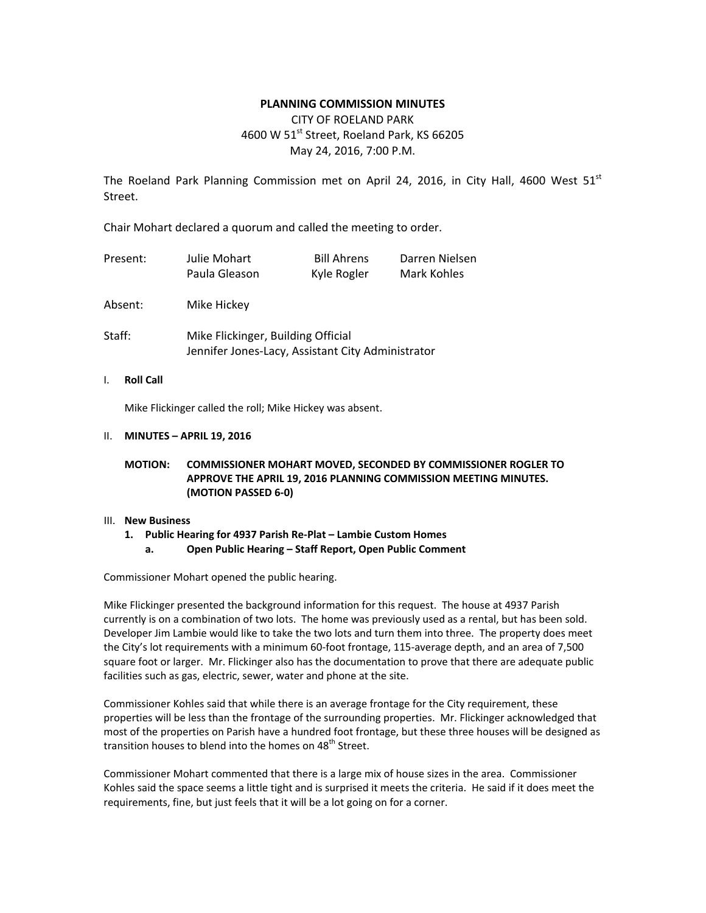**PLANNING COMMISSION MINUTES**

CITY OF ROELAND PARK
4600 W 51st Street, Roeland Park, KS 66205
May 24, 2016, 7:00 P.M.

The Roeland Park Planning Commission met on April 24, 2016, in City Hall, 4600 West 51st Street.

Chair Mohart declared a quorum and called the meeting to order.

| Present: | Julie Mohart | Bill Ahrens | Darren Nielsen |
|---|---|---|---|
| | Paula Gleason | Kyle Rogler | Mark Kohles |

Absent: Mike Hickey

Staff: Mike Flickinger, Building Official
Jennifer Jones-Lacy, Assistant City Administrator

I. **Roll Call**

Mike Flickinger called the roll; Mike Hickey was absent.

II. **MINUTES – APRIL 19, 2016**

**MOTION: COMMISSIONER MOHART MOVED, SECONDED BY COMMISSIONER ROGLER TO APPROVE THE APRIL 19, 2016 PLANNING COMMISSION MEETING MINUTES. (MOTION PASSED 6-0)**

III. **New Business**

1. **Public Hearing for 4937 Parish Re-Plat – Lambie Custom Homes**
   a. **Open Public Hearing – Staff Report, Open Public Comment**

Commissioner Mohart opened the public hearing.

Mike Flickinger presented the background information for this request. The house at 4937 Parish currently is on a combination of two lots. The home was previously used as a rental, but has been sold. Developer Jim Lambie would like to take the two lots and turn them into three. The property does meet the City's lot requirements with a minimum 60-foot frontage, 115-average depth, and an area of 7,500 square foot or larger. Mr. Flickinger also has the documentation to prove that there are adequate public facilities such as gas, electric, sewer, water and phone at the site.

Commissioner Kohles said that while there is an average frontage for the City requirement, these properties will be less than the frontage of the surrounding properties. Mr. Flickinger acknowledged that most of the properties on Parish have a hundred foot frontage, but these three houses will be designed as transition houses to blend into the homes on 48th Street.

Commissioner Mohart commented that there is a large mix of house sizes in the area. Commissioner Kohles said the space seems a little tight and is surprised it meets the criteria. He said if it does meet the requirements, fine, but just feels that it will be a lot going on for a corner.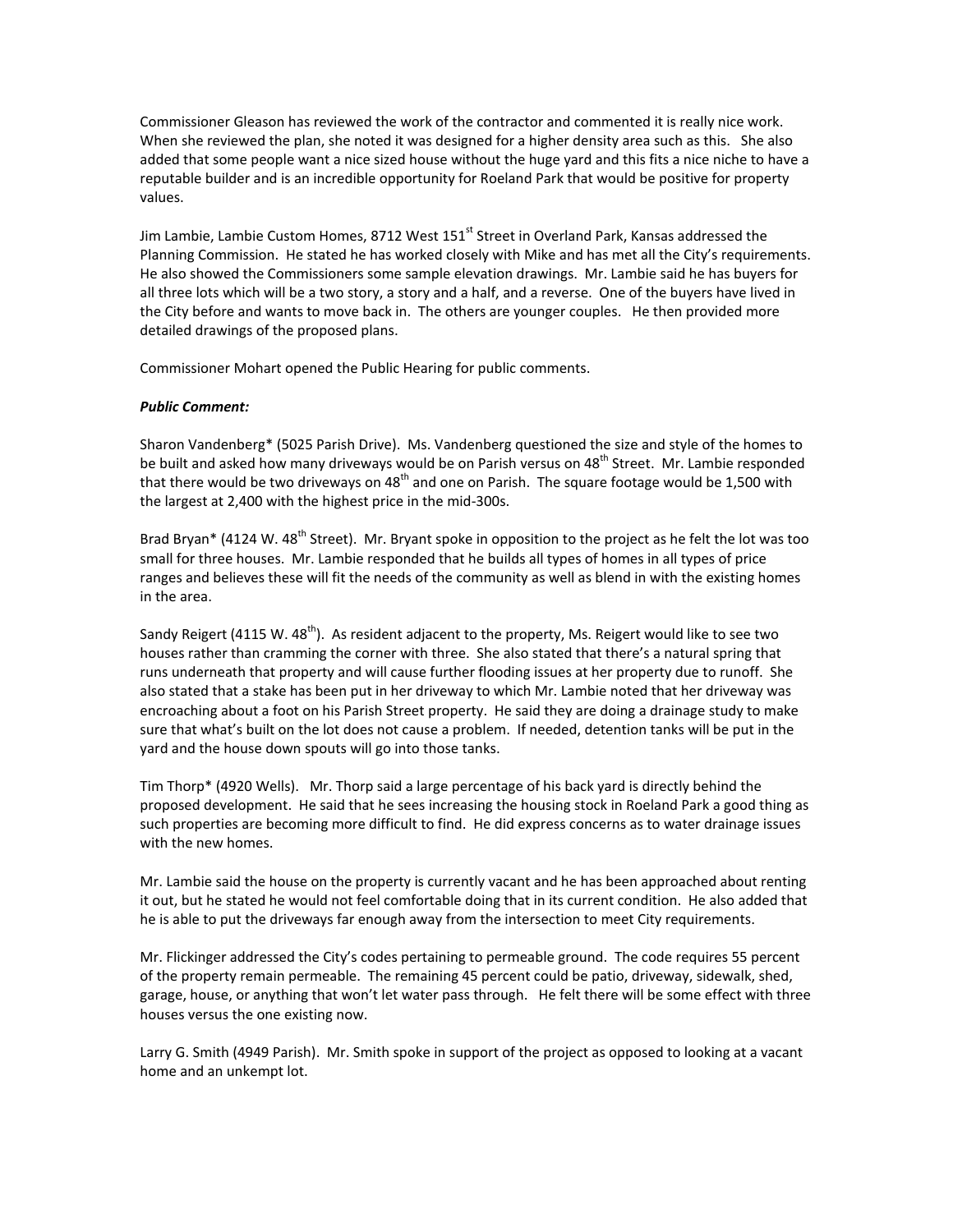Commissioner Gleason has reviewed the work of the contractor and commented it is really nice work. When she reviewed the plan, she noted it was designed for a higher density area such as this. She also added that some people want a nice sized house without the huge yard and this fits a nice niche to have a reputable builder and is an incredible opportunity for Roeland Park that would be positive for property values.

Jim Lambie, Lambie Custom Homes, 8712 West 151st Street in Overland Park, Kansas addressed the Planning Commission. He stated he has worked closely with Mike and has met all the City's requirements. He also showed the Commissioners some sample elevation drawings. Mr. Lambie said he has buyers for all three lots which will be a two story, a story and a half, and a reverse. One of the buyers have lived in the City before and wants to move back in. The others are younger couples. He then provided more detailed drawings of the proposed plans.

Commissioner Mohart opened the Public Hearing for public comments.

***Public Comment:***

Sharon Vandenberg* (5025 Parish Drive). Ms. Vandenberg questioned the size and style of the homes to be built and asked how many driveways would be on Parish versus on 48th Street. Mr. Lambie responded that there would be two driveways on 48th and one on Parish. The square footage would be 1,500 with the largest at 2,400 with the highest price in the mid-300s.

Brad Bryan* (4124 W. 48th Street). Mr. Bryant spoke in opposition to the project as he felt the lot was too small for three houses. Mr. Lambie responded that he builds all types of homes in all types of price ranges and believes these will fit the needs of the community as well as blend in with the existing homes in the area.

Sandy Reigert (4115 W. 48th). As resident adjacent to the property, Ms. Reigert would like to see two houses rather than cramming the corner with three. She also stated that there's a natural spring that runs underneath that property and will cause further flooding issues at her property due to runoff. She also stated that a stake has been put in her driveway to which Mr. Lambie noted that her driveway was encroaching about a foot on his Parish Street property. He said they are doing a drainage study to make sure that what's built on the lot does not cause a problem. If needed, detention tanks will be put in the yard and the house down spouts will go into those tanks.

Tim Thorp* (4920 Wells). Mr. Thorp said a large percentage of his back yard is directly behind the proposed development. He said that he sees increasing the housing stock in Roeland Park a good thing as such properties are becoming more difficult to find. He did express concerns as to water drainage issues with the new homes.

Mr. Lambie said the house on the property is currently vacant and he has been approached about renting it out, but he stated he would not feel comfortable doing that in its current condition. He also added that he is able to put the driveways far enough away from the intersection to meet City requirements.

Mr. Flickinger addressed the City's codes pertaining to permeable ground. The code requires 55 percent of the property remain permeable. The remaining 45 percent could be patio, driveway, sidewalk, shed, garage, house, or anything that won't let water pass through. He felt there will be some effect with three houses versus the one existing now.

Larry G. Smith (4949 Parish). Mr. Smith spoke in support of the project as opposed to looking at a vacant home and an unkempt lot.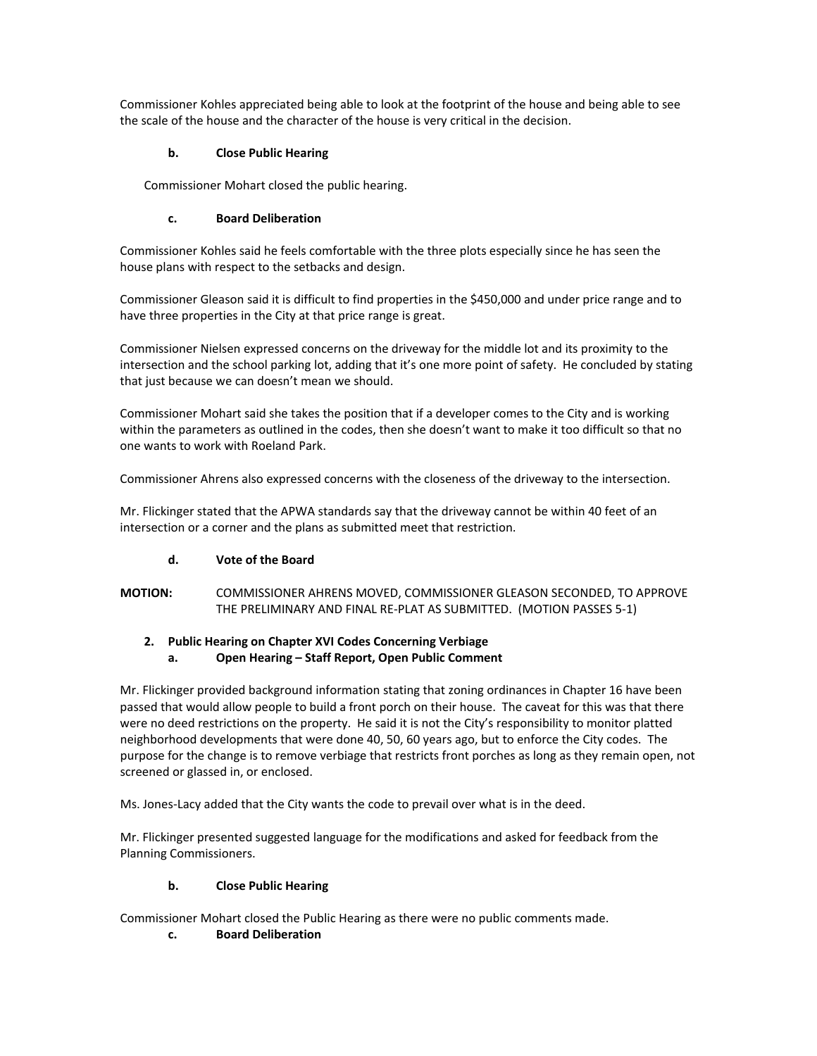Commissioner Kohles appreciated being able to look at the footprint of the house and being able to see the scale of the house and the character of the house is very critical in the decision.

**b. Close Public Hearing**

Commissioner Mohart closed the public hearing.

**c. Board Deliberation**

Commissioner Kohles said he feels comfortable with the three plots especially since he has seen the house plans with respect to the setbacks and design.

Commissioner Gleason said it is difficult to find properties in the $450,000 and under price range and to have three properties in the City at that price range is great.

Commissioner Nielsen expressed concerns on the driveway for the middle lot and its proximity to the intersection and the school parking lot, adding that it's one more point of safety. He concluded by stating that just because we can doesn't mean we should.

Commissioner Mohart said she takes the position that if a developer comes to the City and is working within the parameters as outlined in the codes, then she doesn't want to make it too difficult so that no one wants to work with Roeland Park.

Commissioner Ahrens also expressed concerns with the closeness of the driveway to the intersection.

Mr. Flickinger stated that the APWA standards say that the driveway cannot be within 40 feet of an intersection or a corner and the plans as submitted meet that restriction.

**d. Vote of the Board**

**MOTION:** COMMISSIONER AHRENS MOVED, COMMISSIONER GLEASON SECONDED, TO APPROVE THE PRELIMINARY AND FINAL RE-PLAT AS SUBMITTED. (MOTION PASSES 5-1)

**2. Public Hearing on Chapter XVI Codes Concerning Verbiage**

**a. Open Hearing – Staff Report, Open Public Comment**

Mr. Flickinger provided background information stating that zoning ordinances in Chapter 16 have been passed that would allow people to build a front porch on their house. The caveat for this was that there were no deed restrictions on the property. He said it is not the City's responsibility to monitor platted neighborhood developments that were done 40, 50, 60 years ago, but to enforce the City codes. The purpose for the change is to remove verbiage that restricts front porches as long as they remain open, not screened or glassed in, or enclosed.

Ms. Jones-Lacy added that the City wants the code to prevail over what is in the deed.

Mr. Flickinger presented suggested language for the modifications and asked for feedback from the Planning Commissioners.

**b. Close Public Hearing**

Commissioner Mohart closed the Public Hearing as there were no public comments made.

**c. Board Deliberation**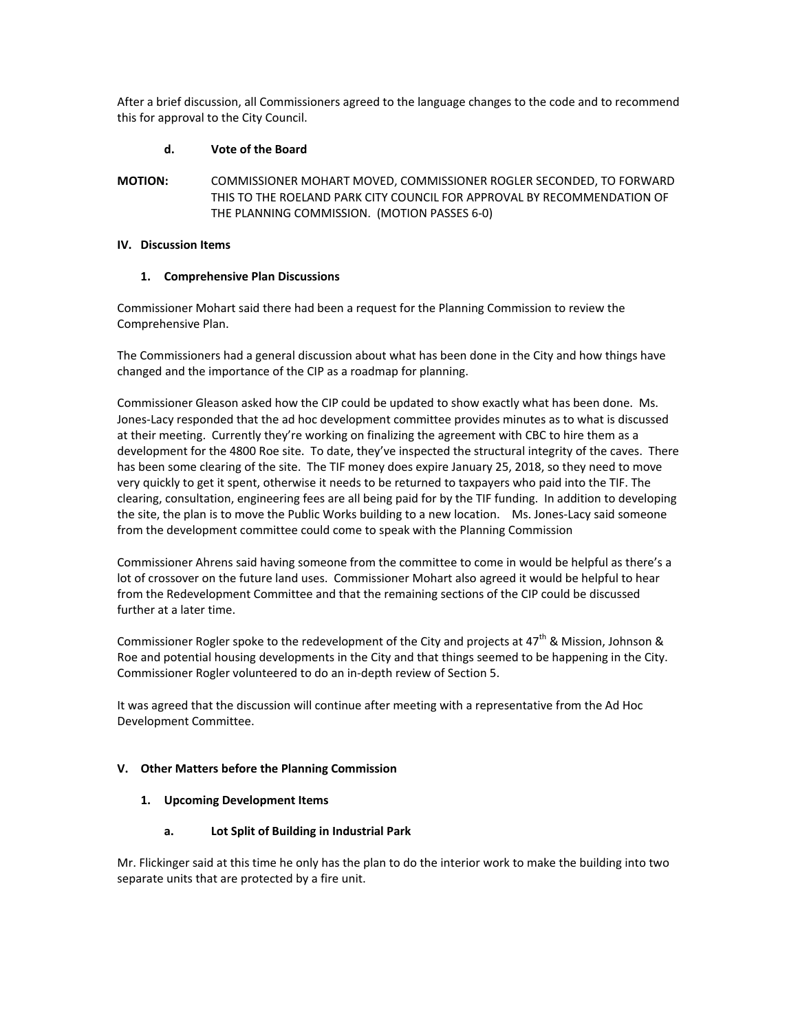After a brief discussion, all Commissioners agreed to the language changes to the code and to recommend this for approval to the City Council.

**d. Vote of the Board**

**MOTION:** COMMISSIONER MOHART MOVED, COMMISSIONER ROGLER SECONDED, TO FORWARD THIS TO THE ROELAND PARK CITY COUNCIL FOR APPROVAL BY RECOMMENDATION OF THE PLANNING COMMISSION. (MOTION PASSES 6-0)

## IV. Discussion Items

### 1. Comprehensive Plan Discussions

Commissioner Mohart said there had been a request for the Planning Commission to review the Comprehensive Plan.

The Commissioners had a general discussion about what has been done in the City and how things have changed and the importance of the CIP as a roadmap for planning.

Commissioner Gleason asked how the CIP could be updated to show exactly what has been done. Ms. Jones-Lacy responded that the ad hoc development committee provides minutes as to what is discussed at their meeting. Currently they're working on finalizing the agreement with CBC to hire them as a development for the 4800 Roe site. To date, they've inspected the structural integrity of the caves. There has been some clearing of the site. The TIF money does expire January 25, 2018, so they need to move very quickly to get it spent, otherwise it needs to be returned to taxpayers who paid into the TIF. The clearing, consultation, engineering fees are all being paid for by the TIF funding. In addition to developing the site, the plan is to move the Public Works building to a new location. Ms. Jones-Lacy said someone from the development committee could come to speak with the Planning Commission

Commissioner Ahrens said having someone from the committee to come in would be helpful as there's a lot of crossover on the future land uses. Commissioner Mohart also agreed it would be helpful to hear from the Redevelopment Committee and that the remaining sections of the CIP could be discussed further at a later time.

Commissioner Rogler spoke to the redevelopment of the City and projects at 47th & Mission, Johnson & Roe and potential housing developments in the City and that things seemed to be happening in the City. Commissioner Rogler volunteered to do an in-depth review of Section 5.

It was agreed that the discussion will continue after meeting with a representative from the Ad Hoc Development Committee.

## V. Other Matters before the Planning Commission

### 1. Upcoming Development Items

**a. Lot Split of Building in Industrial Park**

Mr. Flickinger said at this time he only has the plan to do the interior work to make the building into two separate units that are protected by a fire unit.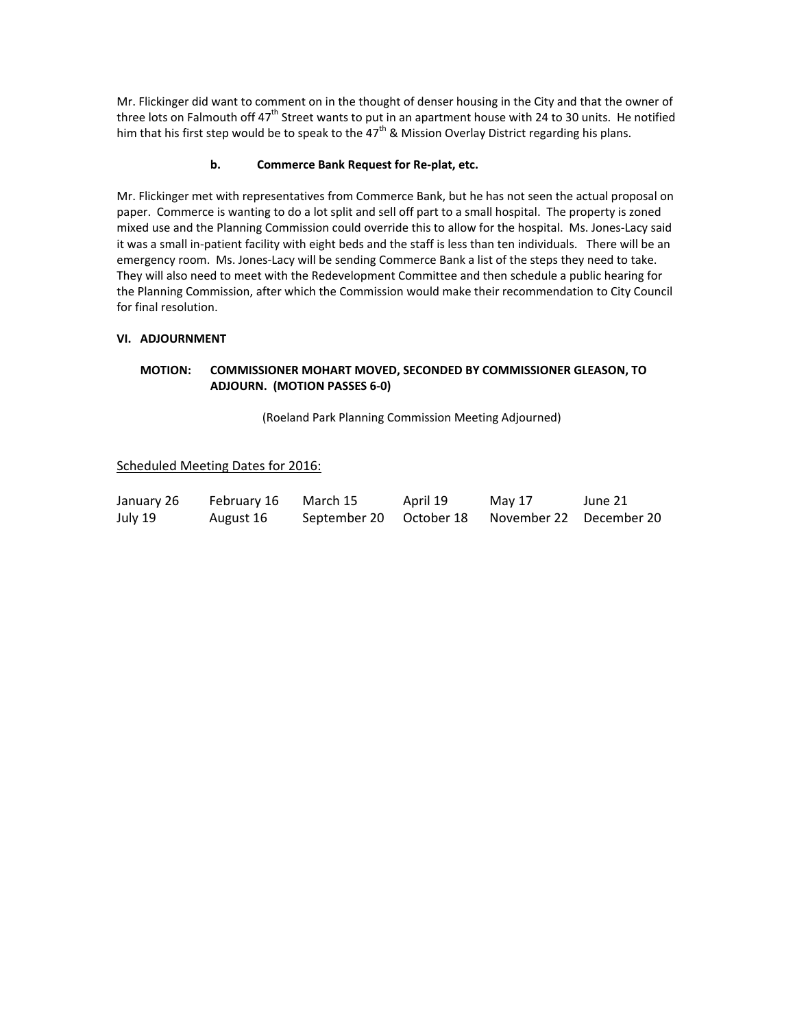Mr. Flickinger did want to comment on in the thought of denser housing in the City and that the owner of three lots on Falmouth off 47th Street wants to put in an apartment house with 24 to 30 units. He notified him that his first step would be to speak to the 47th & Mission Overlay District regarding his plans.

**b. Commerce Bank Request for Re-plat, etc.**

Mr. Flickinger met with representatives from Commerce Bank, but he has not seen the actual proposal on paper. Commerce is wanting to do a lot split and sell off part to a small hospital. The property is zoned mixed use and the Planning Commission could override this to allow for the hospital. Ms. Jones-Lacy said it was a small in-patient facility with eight beds and the staff is less than ten individuals. There will be an emergency room. Ms. Jones-Lacy will be sending Commerce Bank a list of the steps they need to take. They will also need to meet with the Redevelopment Committee and then schedule a public hearing for the Planning Commission, after which the Commission would make their recommendation to City Council for final resolution.

**VI. ADJOURNMENT**

**MOTION: COMMISSIONER MOHART MOVED, SECONDED BY COMMISSIONER GLEASON, TO ADJOURN. (MOTION PASSES 6-0)**

(Roeland Park Planning Commission Meeting Adjourned)

<u>Scheduled Meeting Dates for 2016:</u>

| | | | | | |
|---|---|---|---|---|---|
| January 26 | February 16 | March 15 | April 19 | May 17 | June 21 |
| July 19 | August 16 | September 20 | October 18 | November 22 | December 20 |